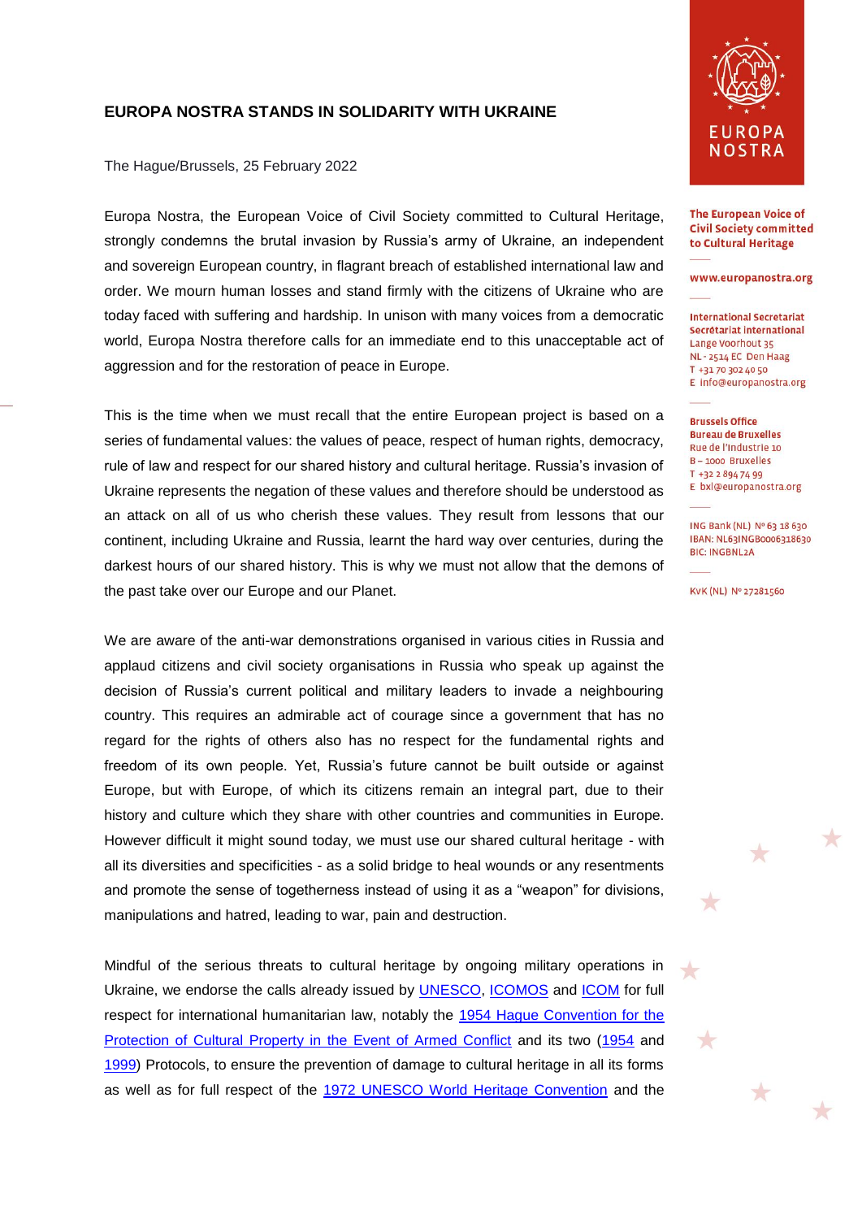# EUROPA NOSTRA STANDS IN SOLIDARITY WITH UKRAINE

The Hague/Brussels, 25 February 2022

Europa Nostra, the European Voice of Civil Society committed to Cultural Heritage, strongly condemns the brutal invasion by Russia's army of Ukraine, an independent and sovereign European country, in flagrant breach of established international law and order. We mourn human losses and stand firmly with the citizens of Ukraine who are today faced with suffering and hardship. In unison with many voices from a democratic world, Europa Nostra therefore calls for an immediate end to this unacceptable act of aggression and for the restoration of peace in Europe.

This is the time when we must recall that the entire European project is based on a series of fundamental values: the values of peace, respect of human rights, democracy, rule of law and respect for our shared history and cultural heritage. Russia's invasion of Ukraine represents the negation of these values and therefore should be understood as an attack on all of us who cherish these values. They result from lessons that our continent, including Ukraine and Russia, learnt the hard way over centuries, during the darkest hours of our shared history. This is why we must not allow that the demons of the past take over our Europe and our Planet.

We are aware of the anti-war demonstrations organised in various cities in Russia and applaud citizens and civil society organisations in Russia who speak up against the decision of Russia's current political and military leaders to invade a neighbouring country. This requires an admirable act of courage since a government that has no regard for the rights of others also has no respect for the fundamental rights and freedom of its own people. Yet, Russia's future cannot be built outside or against Europe, but with Europe, of which its citizens remain an integral part, due to their history and culture which they share with other countries and communities in Europe. However difficult it might sound today, we must use our shared cultural heritage - with all its diversities and specificities - as a solid bridge to heal wounds or any resentments and promote the sense of togetherness instead of using it as a "weapon" for divisions, manipulations and hatred, leading to war, pain and destruction.

Mindful of the serious threats to cultural heritage by ongoing military operations in Ukraine, we endorse the calls already issued by UNESCO, ICOMOS and ICOM for full respect for international humanitarian law, notably the 1954 Hague Convention for the Protection of Cultural Property in the Event of Armed Conflict and its two (1954 and 1999) Protocols, to ensure the prevention of damage to cultural heritage in all its forms as well as for full respect of the 1972 UNESCO World Heritage Convention and the

EUROPA NOSTRA

**The European Voice of Civil Society committed to Cultural Heritage**

**www.europanostra.org**

**International Secretariat**
**Secrétariat International**
Lange Voorhout 35
NL - 2514 EC Den Haag
T +31 70 302 40 50
E info@europanostra.org

**Brussels Office**
**Bureau de Bruxelles**
Rue de l'Industrie 10
B – 1000 Bruxelles
T +32 2 894 74 99
E bxl@europanostra.org

ING Bank (NL) Nº 63 18 630
IBAN: NL63INGB0006318630
BIC: INGBNL2A

KvK (NL) Nº 27281560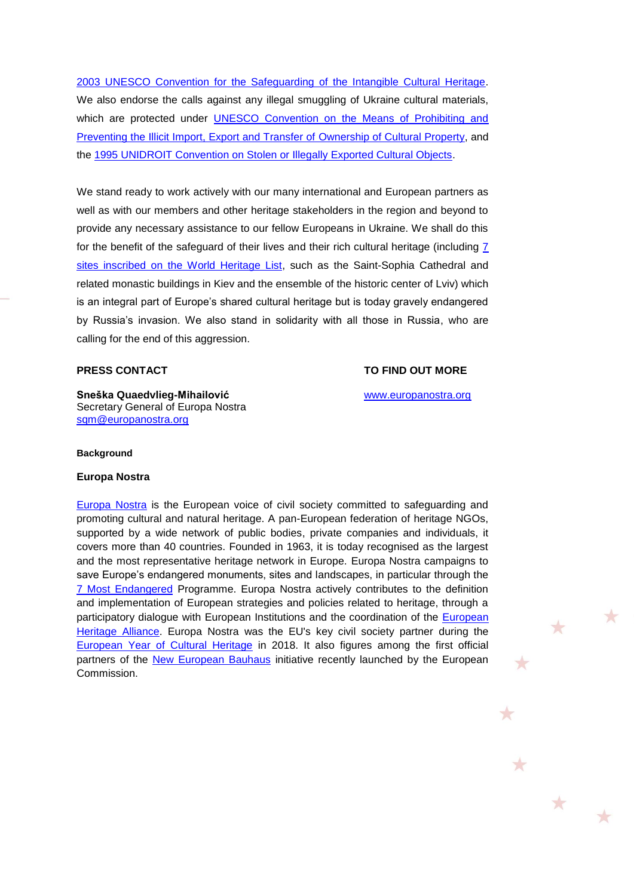2003 UNESCO Convention for the Safeguarding of the Intangible Cultural Heritage. We also endorse the calls against any illegal smuggling of Ukraine cultural materials, which are protected under UNESCO Convention on the Means of Prohibiting and Preventing the Illicit Import, Export and Transfer of Ownership of Cultural Property, and the 1995 UNIDROIT Convention on Stolen or Illegally Exported Cultural Objects.

We stand ready to work actively with our many international and European partners as well as with our members and other heritage stakeholders in the region and beyond to provide any necessary assistance to our fellow Europeans in Ukraine. We shall do this for the benefit of the safeguard of their lives and their rich cultural heritage (including 7 sites inscribed on the World Heritage List, such as the Saint-Sophia Cathedral and related monastic buildings in Kiev and the ensemble of the historic center of Lviv) which is an integral part of Europe's shared cultural heritage but is today gravely endangered by Russia's invasion. We also stand in solidarity with all those in Russia, who are calling for the end of this aggression.

**PRESS CONTACT**

**Sneška Quaedvlieg-Mihailović**
Secretary General of Europa Nostra
sgm@europanostra.org

**TO FIND OUT MORE**

www.europanostra.org

**Background**

**Europa Nostra**

Europa Nostra is the European voice of civil society committed to safeguarding and promoting cultural and natural heritage. A pan-European federation of heritage NGOs, supported by a wide network of public bodies, private companies and individuals, it covers more than 40 countries. Founded in 1963, it is today recognised as the largest and the most representative heritage network in Europe. Europa Nostra campaigns to save Europe's endangered monuments, sites and landscapes, in particular through the 7 Most Endangered Programme. Europa Nostra actively contributes to the definition and implementation of European strategies and policies related to heritage, through a participatory dialogue with European Institutions and the coordination of the European Heritage Alliance. Europa Nostra was the EU's key civil society partner during the European Year of Cultural Heritage in 2018. It also figures among the first official partners of the New European Bauhaus initiative recently launched by the European Commission.